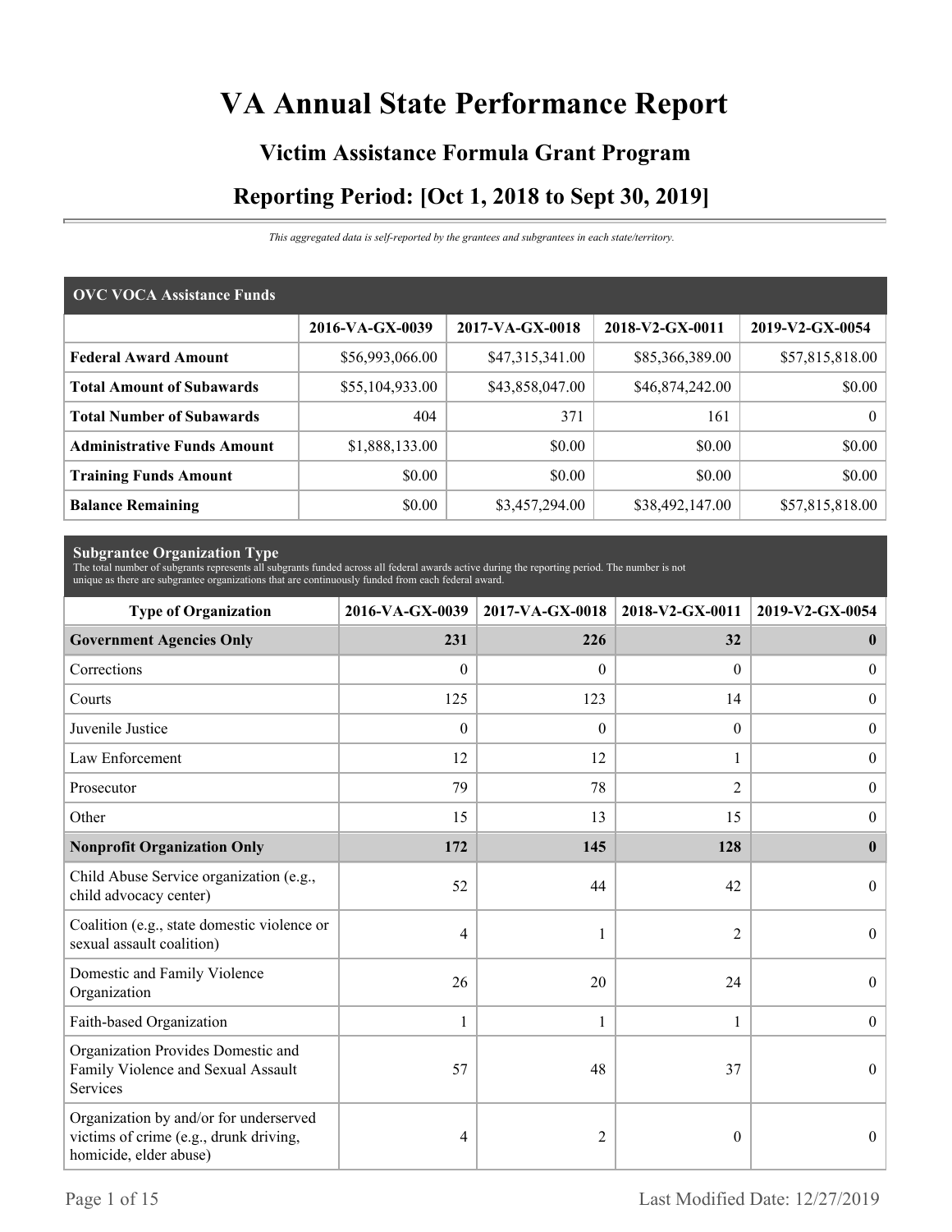# VA Annual State Performance Report

## Victim Assistance Formula Grant Program

## Reporting Period: [Oct 1, 2018 to Sept 30, 2019]

*This aggregated data is self-reported by the grantees and subgrantees in each state/territory.*

| OVC VOCA Assistance Funds | 2016-VA-GX-0039 | 2017-VA-GX-0018 | 2018-V2-GX-0011 | 2019-V2-GX-0054 |
|---|---|---|---|---|
| **Federal Award Amount** | $56,993,066.00 | $47,315,341.00 | $85,366,389.00 | $57,815,818.00 |
| **Total Amount of Subawards** | $55,104,933.00 | $43,858,047.00 | $46,874,242.00 | $0.00 |
| **Total Number of Subawards** | 404 | 371 | 161 | 0 |
| **Administrative Funds Amount** | $1,888,133.00 | $0.00 | $0.00 | $0.00 |
| **Training Funds Amount** | $0.00 | $0.00 | $0.00 | $0.00 |
| **Balance Remaining** | $0.00 | $3,457,294.00 | $38,492,147.00 | $57,815,818.00 |

**Subgrantee Organization Type**

The total number of subgrants represents all subgrants funded across all federal awards active during the reporting period. The number is not unique as there are subgrantee organizations that are continuously funded from each federal award.

| Type of Organization | 2016-VA-GX-0039 | 2017-VA-GX-0018 | 2018-V2-GX-0011 | 2019-V2-GX-0054 |
|---|---|---|---|---|
| **Government Agencies Only** | **231** | **226** | **32** | **0** |
| Corrections | 0 | 0 | 0 | 0 |
| Courts | 125 | 123 | 14 | 0 |
| Juvenile Justice | 0 | 0 | 0 | 0 |
| Law Enforcement | 12 | 12 | 1 | 0 |
| Prosecutor | 79 | 78 | 2 | 0 |
| Other | 15 | 13 | 15 | 0 |
| **Nonprofit Organization Only** | **172** | **145** | **128** | **0** |
| Child Abuse Service organization (e.g., child advocacy center) | 52 | 44 | 42 | 0 |
| Coalition (e.g., state domestic violence or sexual assault coalition) | 4 | 1 | 2 | 0 |
| Domestic and Family Violence Organization | 26 | 20 | 24 | 0 |
| Faith-based Organization | 1 | 1 | 1 | 0 |
| Organization Provides Domestic and Family Violence and Sexual Assault Services | 57 | 48 | 37 | 0 |
| Organization by and/or for underserved victims of crime (e.g., drunk driving, homicide, elder abuse) | 4 | 2 | 0 | 0 |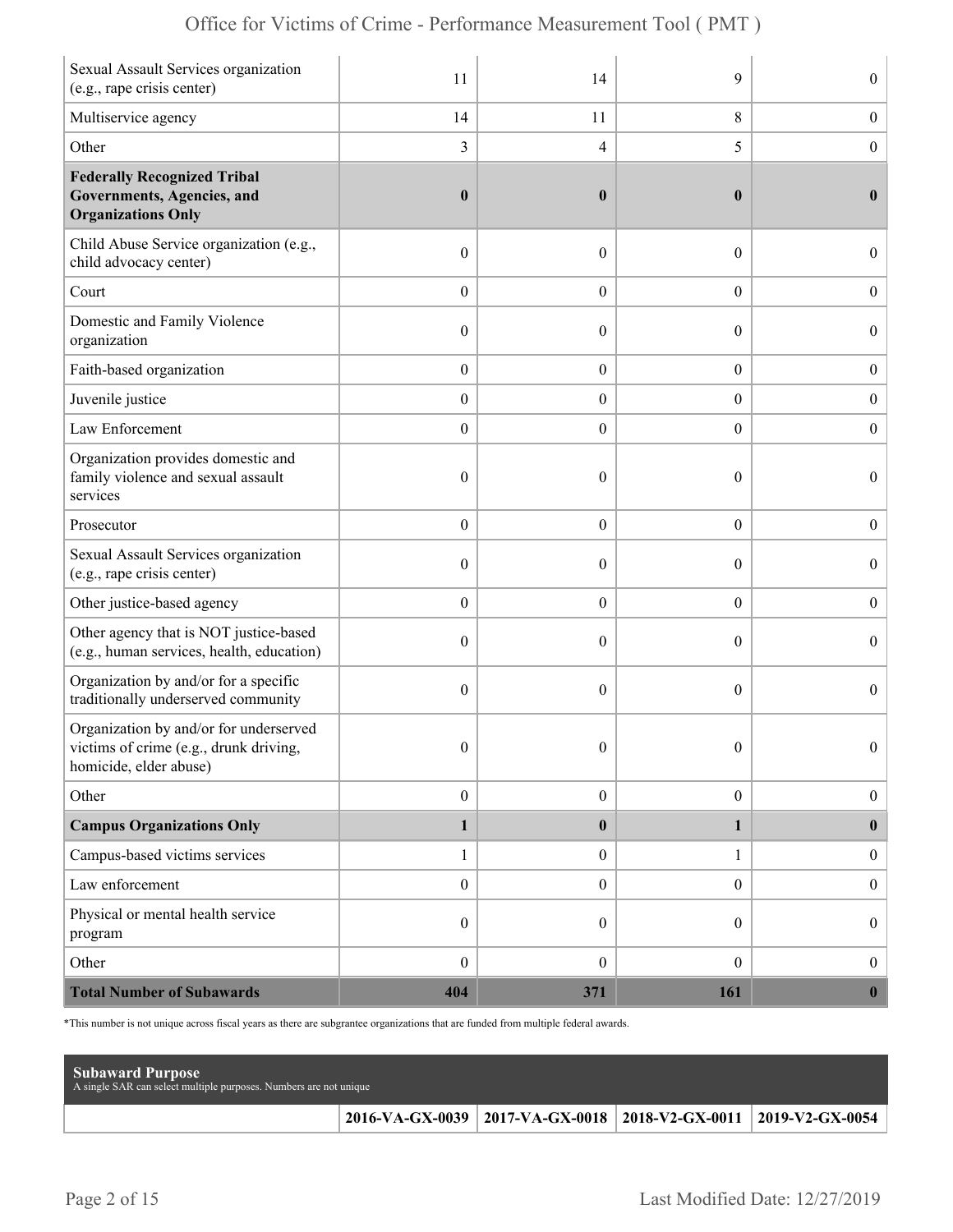| | | | | |
|---|---|---|---|---|
| Sexual Assault Services organization (e.g., rape crisis center) | 11 | 14 | 9 | 0 |
| Multiservice agency | 14 | 11 | 8 | 0 |
| Other | 3 | 4 | 5 | 0 |
| **Federally Recognized Tribal Governments, Agencies, and Organizations Only** | **0** | **0** | **0** | **0** |
| Child Abuse Service organization (e.g., child advocacy center) | 0 | 0 | 0 | 0 |
| Court | 0 | 0 | 0 | 0 |
| Domestic and Family Violence organization | 0 | 0 | 0 | 0 |
| Faith-based organization | 0 | 0 | 0 | 0 |
| Juvenile justice | 0 | 0 | 0 | 0 |
| Law Enforcement | 0 | 0 | 0 | 0 |
| Organization provides domestic and family violence and sexual assault services | 0 | 0 | 0 | 0 |
| Prosecutor | 0 | 0 | 0 | 0 |
| Sexual Assault Services organization (e.g., rape crisis center) | 0 | 0 | 0 | 0 |
| Other justice-based agency | 0 | 0 | 0 | 0 |
| Other agency that is NOT justice-based (e.g., human services, health, education) | 0 | 0 | 0 | 0 |
| Organization by and/or for a specific traditionally underserved community | 0 | 0 | 0 | 0 |
| Organization by and/or for underserved victims of crime (e.g., drunk driving, homicide, elder abuse) | 0 | 0 | 0 | 0 |
| Other | 0 | 0 | 0 | 0 |
| **Campus Organizations Only** | **1** | **0** | **1** | **0** |
| Campus-based victims services | 1 | 0 | 1 | 0 |
| Law enforcement | 0 | 0 | 0 | 0 |
| Physical or mental health service program | 0 | 0 | 0 | 0 |
| Other | 0 | 0 | 0 | 0 |
| **Total Number of Subawards** | **404** | **371** | **161** | **0** |

*This number is not unique across fiscal years as there are subgrantee organizations that are funded from multiple federal awards.

**Subaward Purpose**
A single SAR can select multiple purposes. Numbers are not unique

| | 2016-VA-GX-0039 | 2017-VA-GX-0018 | 2018-V2-GX-0011 | 2019-V2-GX-0054 |
|---|---|---|---|---|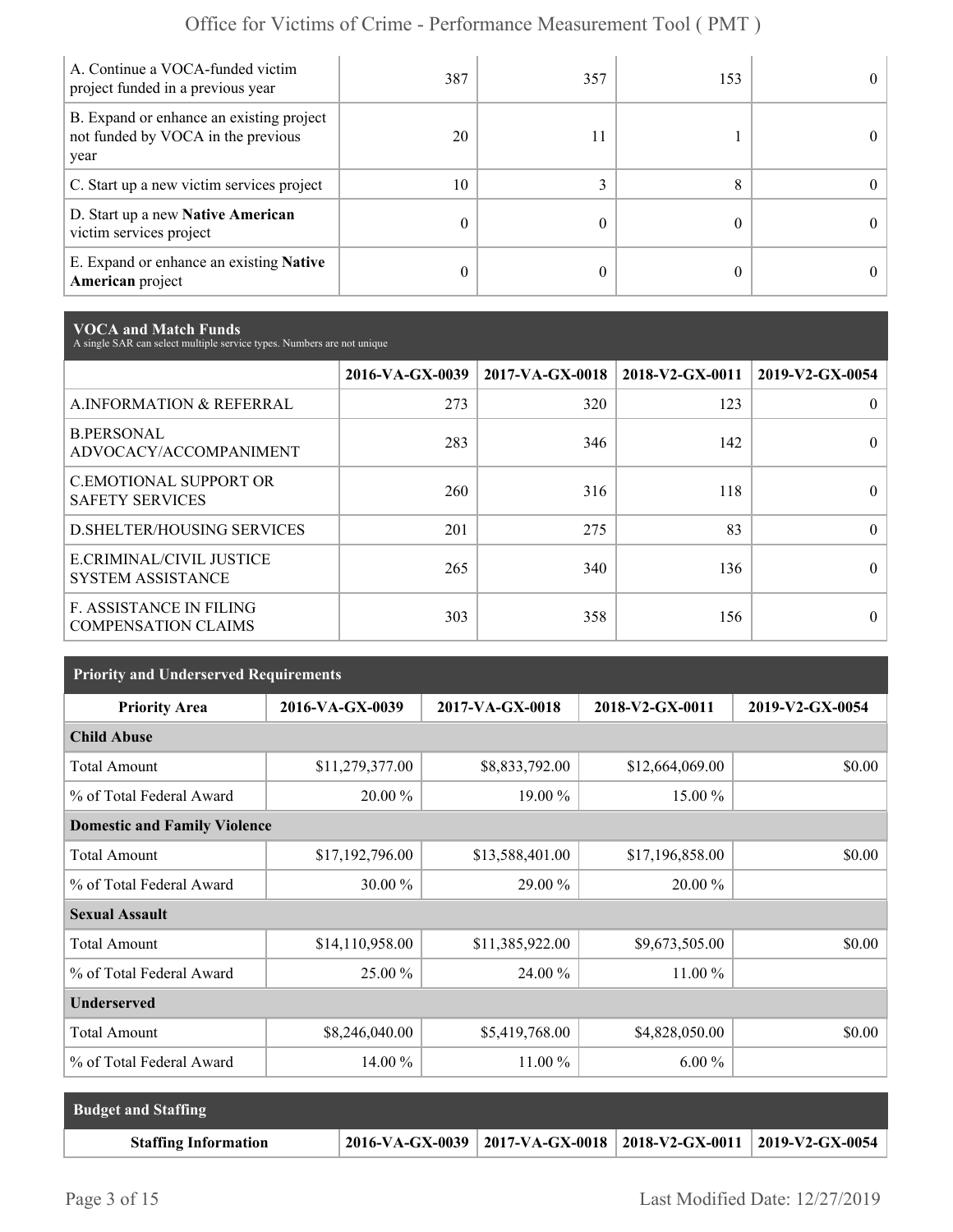| | | | | |
|---|---|---|---|---|
| A. Continue a VOCA-funded victim project funded in a previous year | 387 | 357 | 153 | 0 |
| B. Expand or enhance an existing project not funded by VOCA in the previous year | 20 | 11 | 1 | 0 |
| C. Start up a new victim services project | 10 | 3 | 8 | 0 |
| D. Start up a new **Native American** victim services project | 0 | 0 | 0 | 0 |
| E. Expand or enhance an existing **Native American** project | 0 | 0 | 0 | 0 |

## VOCA and Match Funds

A single SAR can select multiple service types. Numbers are not unique

| | 2016-VA-GX-0039 | 2017-VA-GX-0018 | 2018-V2-GX-0011 | 2019-V2-GX-0054 |
|---|---|---|---|---|
| A.INFORMATION & REFERRAL | 273 | 320 | 123 | 0 |
| B.PERSONAL ADVOCACY/ACCOMPANIMENT | 283 | 346 | 142 | 0 |
| C.EMOTIONAL SUPPORT OR SAFETY SERVICES | 260 | 316 | 118 | 0 |
| D.SHELTER/HOUSING SERVICES | 201 | 275 | 83 | 0 |
| E.CRIMINAL/CIVIL JUSTICE SYSTEM ASSISTANCE | 265 | 340 | 136 | 0 |
| F. ASSISTANCE IN FILING COMPENSATION CLAIMS | 303 | 358 | 156 | 0 |

## Priority and Underserved Requirements

| Priority Area | 2016-VA-GX-0039 | 2017-VA-GX-0018 | 2018-V2-GX-0011 | 2019-V2-GX-0054 |
|---|---|---|---|---|
| **Child Abuse** | | | | |
| Total Amount | $11,279,377.00 | $8,833,792.00 | $12,664,069.00 | $0.00 |
| % of Total Federal Award | 20.00 % | 19.00 % | 15.00 % | |
| **Domestic and Family Violence** | | | | |
| Total Amount | $17,192,796.00 | $13,588,401.00 | $17,196,858.00 | $0.00 |
| % of Total Federal Award | 30.00 % | 29.00 % | 20.00 % | |
| **Sexual Assault** | | | | |
| Total Amount | $14,110,958.00 | $11,385,922.00 | $9,673,505.00 | $0.00 |
| % of Total Federal Award | 25.00 % | 24.00 % | 11.00 % | |
| **Underserved** | | | | |
| Total Amount | $8,246,040.00 | $5,419,768.00 | $4,828,050.00 | $0.00 |
| % of Total Federal Award | 14.00 % | 11.00 % | 6.00 % | |

## Budget and Staffing

| Staffing Information | 2016-VA-GX-0039 | 2017-VA-GX-0018 | 2018-V2-GX-0011 | 2019-V2-GX-0054 |
|---|---|---|---|---|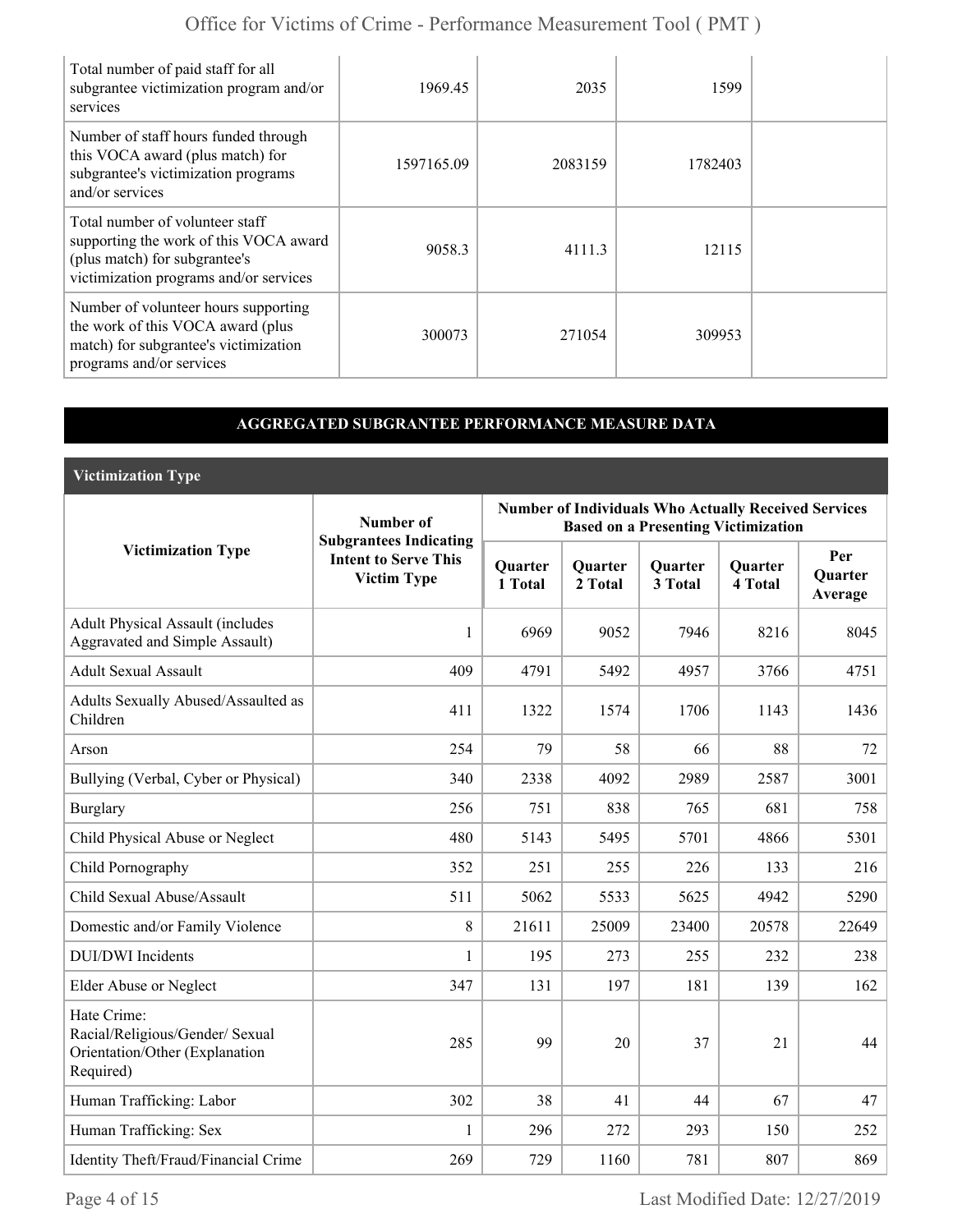| | | | | |
|---|---|---|---|---|
| Total number of paid staff for all subgrantee victimization program and/or services | 1969.45 | 2035 | 1599 | |
| Number of staff hours funded through this VOCA award (plus match) for subgrantee's victimization programs and/or services | 1597165.09 | 2083159 | 1782403 | |
| Total number of volunteer staff supporting the work of this VOCA award (plus match) for subgrantee's victimization programs and/or services | 9058.3 | 4111.3 | 12115 | |
| Number of volunteer hours supporting the work of this VOCA award (plus match) for subgrantee's victimization programs and/or services | 300073 | 271054 | 309953 | |

## AGGREGATED SUBGRANTEE PERFORMANCE MEASURE DATA

### Victimization Type

| Victimization Type | Number of Subgrantees Indicating Intent to Serve This Victim Type | Number of Individuals Who Actually Received Services Based on a Presenting Victimization | | | | |
|---|---|---|---|---|---|---|
| | | Quarter 1 Total | Quarter 2 Total | Quarter 3 Total | Quarter 4 Total | Per Quarter Average |
| Adult Physical Assault (includes Aggravated and Simple Assault) | 1 | 6969 | 9052 | 7946 | 8216 | 8045 |
| Adult Sexual Assault | 409 | 4791 | 5492 | 4957 | 3766 | 4751 |
| Adults Sexually Abused/Assaulted as Children | 411 | 1322 | 1574 | 1706 | 1143 | 1436 |
| Arson | 254 | 79 | 58 | 66 | 88 | 72 |
| Bullying (Verbal, Cyber or Physical) | 340 | 2338 | 4092 | 2989 | 2587 | 3001 |
| Burglary | 256 | 751 | 838 | 765 | 681 | 758 |
| Child Physical Abuse or Neglect | 480 | 5143 | 5495 | 5701 | 4866 | 5301 |
| Child Pornography | 352 | 251 | 255 | 226 | 133 | 216 |
| Child Sexual Abuse/Assault | 511 | 5062 | 5533 | 5625 | 4942 | 5290 |
| Domestic and/or Family Violence | 8 | 21611 | 25009 | 23400 | 20578 | 22649 |
| DUI/DWI Incidents | 1 | 195 | 273 | 255 | 232 | 238 |
| Elder Abuse or Neglect | 347 | 131 | 197 | 181 | 139 | 162 |
| Hate Crime: Racial/Religious/Gender/ Sexual Orientation/Other (Explanation Required) | 285 | 99 | 20 | 37 | 21 | 44 |
| Human Trafficking: Labor | 302 | 38 | 41 | 44 | 67 | 47 |
| Human Trafficking: Sex | 1 | 296 | 272 | 293 | 150 | 252 |
| Identity Theft/Fraud/Financial Crime | 269 | 729 | 1160 | 781 | 807 | 869 |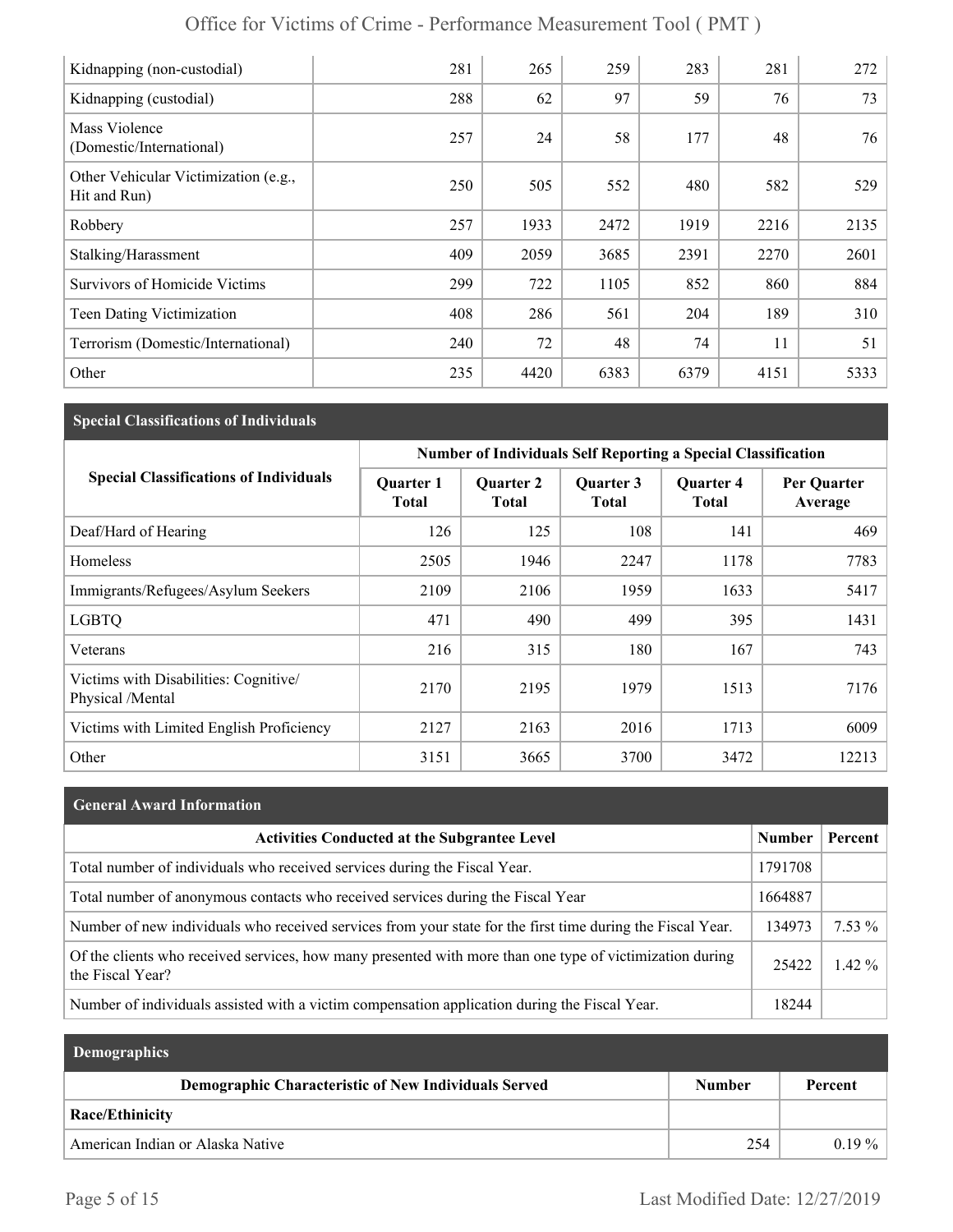| | | | | | | |
|---|---|---|---|---|---|---|
| Kidnapping (non-custodial) | 281 | 265 | 259 | 283 | 281 | 272 |
| Kidnapping (custodial) | 288 | 62 | 97 | 59 | 76 | 73 |
| Mass Violence (Domestic/International) | 257 | 24 | 58 | 177 | 48 | 76 |
| Other Vehicular Victimization (e.g., Hit and Run) | 250 | 505 | 552 | 480 | 582 | 529 |
| Robbery | 257 | 1933 | 2472 | 1919 | 2216 | 2135 |
| Stalking/Harassment | 409 | 2059 | 3685 | 2391 | 2270 | 2601 |
| Survivors of Homicide Victims | 299 | 722 | 1105 | 852 | 860 | 884 |
| Teen Dating Victimization | 408 | 286 | 561 | 204 | 189 | 310 |
| Terrorism (Domestic/International) | 240 | 72 | 48 | 74 | 11 | 51 |
| Other | 235 | 4420 | 6383 | 6379 | 4151 | 5333 |

## Special Classifications of Individuals

| Special Classifications of Individuals | Number of Individuals Self Reporting a Special Classification | | | | |
|---|---|---|---|---|---|
| | Quarter 1 Total | Quarter 2 Total | Quarter 3 Total | Quarter 4 Total | Per Quarter Average |
| Deaf/Hard of Hearing | 126 | 125 | 108 | 141 | 469 |
| Homeless | 2505 | 1946 | 2247 | 1178 | 7783 |
| Immigrants/Refugees/Asylum Seekers | 2109 | 2106 | 1959 | 1633 | 5417 |
| LGBTQ | 471 | 490 | 499 | 395 | 1431 |
| Veterans | 216 | 315 | 180 | 167 | 743 |
| Victims with Disabilities: Cognitive/ Physical /Mental | 2170 | 2195 | 1979 | 1513 | 7176 |
| Victims with Limited English Proficiency | 2127 | 2163 | 2016 | 1713 | 6009 |
| Other | 3151 | 3665 | 3700 | 3472 | 12213 |

## General Award Information

| Activities Conducted at the Subgrantee Level | Number | Percent |
|---|---|---|
| Total number of individuals who received services during the Fiscal Year. | 1791708 | |
| Total number of anonymous contacts who received services during the Fiscal Year | 1664887 | |
| Number of new individuals who received services from your state for the first time during the Fiscal Year. | 134973 | 7.53 % |
| Of the clients who received services, how many presented with more than one type of victimization during the Fiscal Year? | 25422 | 1.42 % |
| Number of individuals assisted with a victim compensation application during the Fiscal Year. | 18244 | |

## Demographics

| Demographic Characteristic of New Individuals Served | Number | Percent |
|---|---|---|
| **Race/Ethnicity** | | |
| American Indian or Alaska Native | 254 | 0.19 % |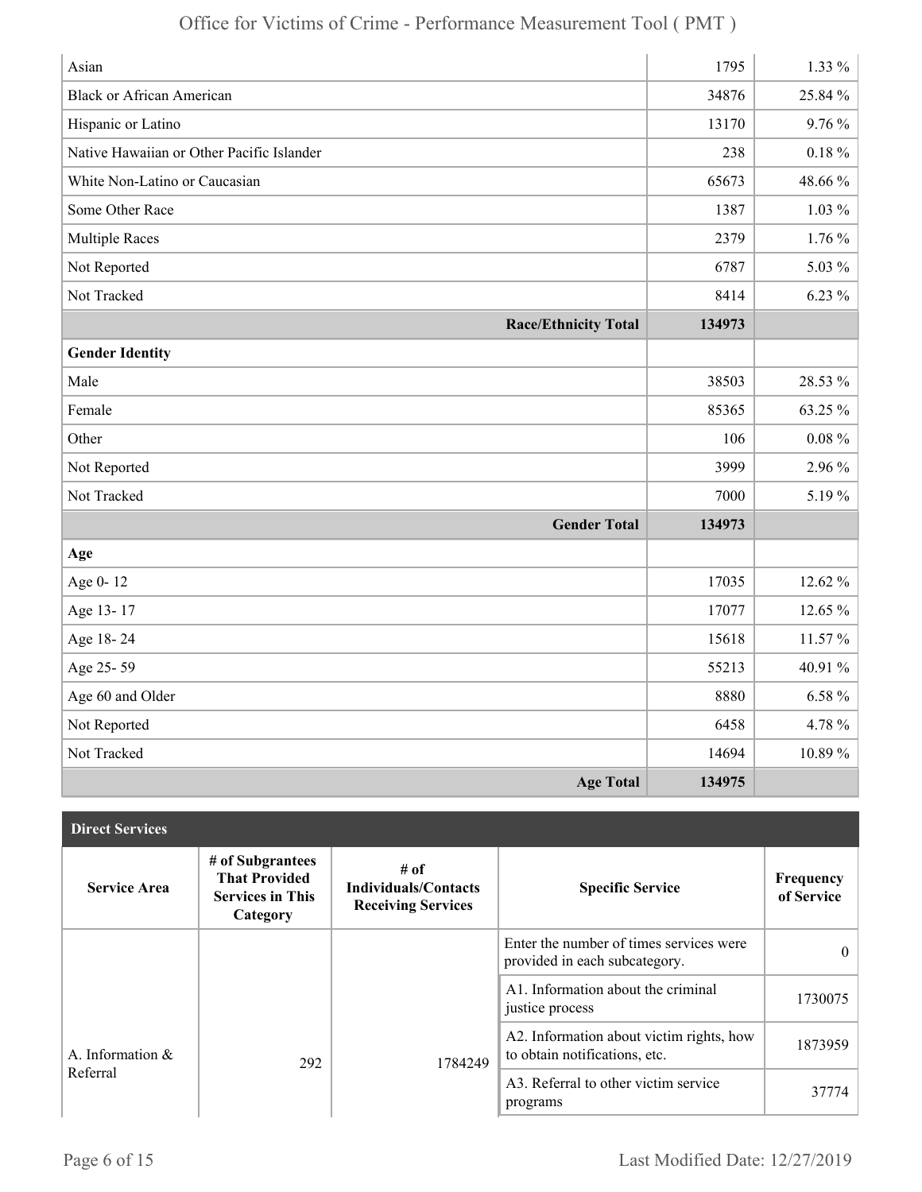| | | |
|---|---|---|
| Asian | 1795 | 1.33 % |
| Black or African American | 34876 | 25.84 % |
| Hispanic or Latino | 13170 | 9.76 % |
| Native Hawaiian or Other Pacific Islander | 238 | 0.18 % |
| White Non-Latino or Caucasian | 65673 | 48.66 % |
| Some Other Race | 1387 | 1.03 % |
| Multiple Races | 2379 | 1.76 % |
| Not Reported | 6787 | 5.03 % |
| Not Tracked | 8414 | 6.23 % |
| **Race/Ethnicity Total** | **134973** | |
| **Gender Identity** | | |
| Male | 38503 | 28.53 % |
| Female | 85365 | 63.25 % |
| Other | 106 | 0.08 % |
| Not Reported | 3999 | 2.96 % |
| Not Tracked | 7000 | 5.19 % |
| **Gender Total** | **134973** | |
| **Age** | | |
| Age 0- 12 | 17035 | 12.62 % |
| Age 13- 17 | 17077 | 12.65 % |
| Age 18- 24 | 15618 | 11.57 % |
| Age 25- 59 | 55213 | 40.91 % |
| Age 60 and Older | 8880 | 6.58 % |
| Not Reported | 6458 | 4.78 % |
| Not Tracked | 14694 | 10.89 % |
| **Age Total** | **134975** | |

**Direct Services**

| Service Area | # of Subgrantees That Provided Services in This Category | # of Individuals/Contacts Receiving Services | Specific Service | Frequency of Service |
|---|---|---|---|---|
| A. Information & Referral | 292 | 1784249 | Enter the number of times services were provided in each subcategory. | 0 |
| | | | A1. Information about the criminal justice process | 1730075 |
| | | | A2. Information about victim rights, how to obtain notifications, etc. | 1873959 |
| | | | A3. Referral to other victim service programs | 37774 |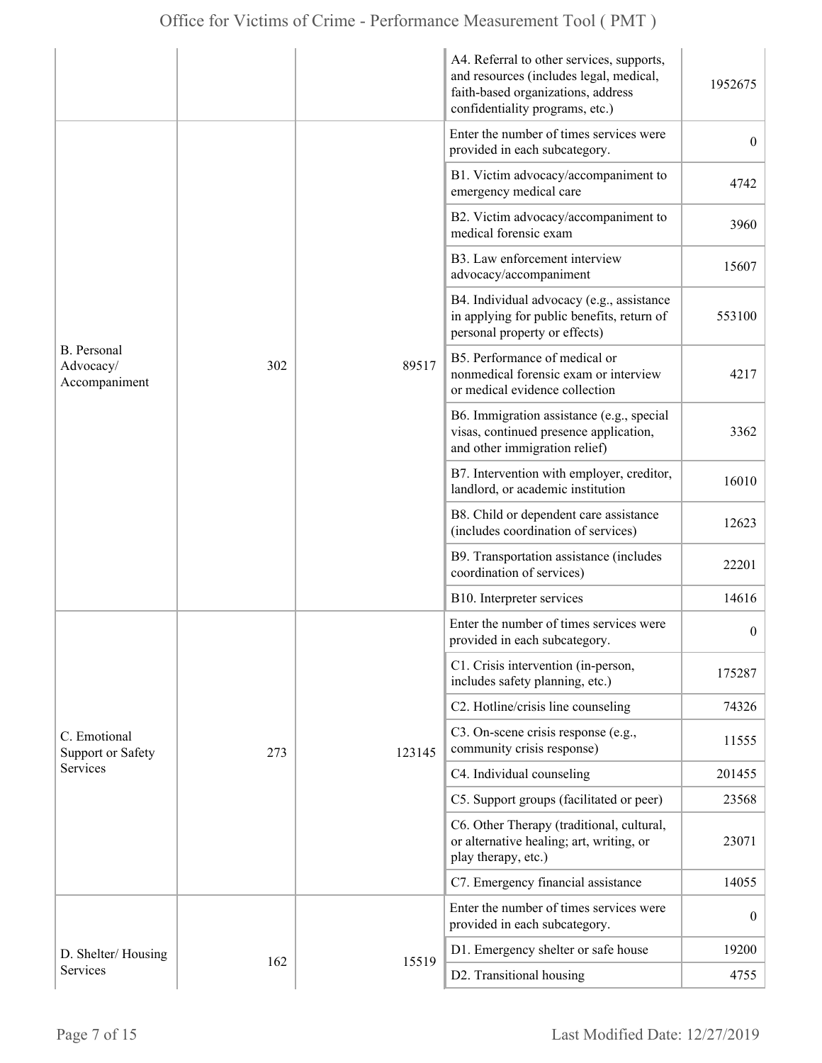| | | | | |
|---|---|---|---|---|
| | | | A4. Referral to other services, supports, and resources (includes legal, medical, faith-based organizations, address confidentiality programs, etc.) | 1952675 |
| B. Personal Advocacy/ Accompaniment | 302 | 89517 | Enter the number of times services were provided in each subcategory. | 0 |
| | | | B1. Victim advocacy/accompaniment to emergency medical care | 4742 |
| | | | B2. Victim advocacy/accompaniment to medical forensic exam | 3960 |
| | | | B3. Law enforcement interview advocacy/accompaniment | 15607 |
| | | | B4. Individual advocacy (e.g., assistance in applying for public benefits, return of personal property or effects) | 553100 |
| | | | B5. Performance of medical or nonmedical forensic exam or interview or medical evidence collection | 4217 |
| | | | B6. Immigration assistance (e.g., special visas, continued presence application, and other immigration relief) | 3362 |
| | | | B7. Intervention with employer, creditor, landlord, or academic institution | 16010 |
| | | | B8. Child or dependent care assistance (includes coordination of services) | 12623 |
| | | | B9. Transportation assistance (includes coordination of services) | 22201 |
| | | | B10. Interpreter services | 14616 |
| C. Emotional Support or Safety Services | 273 | 123145 | Enter the number of times services were provided in each subcategory. | 0 |
| | | | C1. Crisis intervention (in-person, includes safety planning, etc.) | 175287 |
| | | | C2. Hotline/crisis line counseling | 74326 |
| | | | C3. On-scene crisis response (e.g., community crisis response) | 11555 |
| | | | C4. Individual counseling | 201455 |
| | | | C5. Support groups (facilitated or peer) | 23568 |
| | | | C6. Other Therapy (traditional, cultural, or alternative healing; art, writing, or play therapy, etc.) | 23071 |
| | | | C7. Emergency financial assistance | 14055 |
| D. Shelter/ Housing Services | 162 | 15519 | Enter the number of times services were provided in each subcategory. | 0 |
| | | | D1. Emergency shelter or safe house | 19200 |
| | | | D2. Transitional housing | 4755 |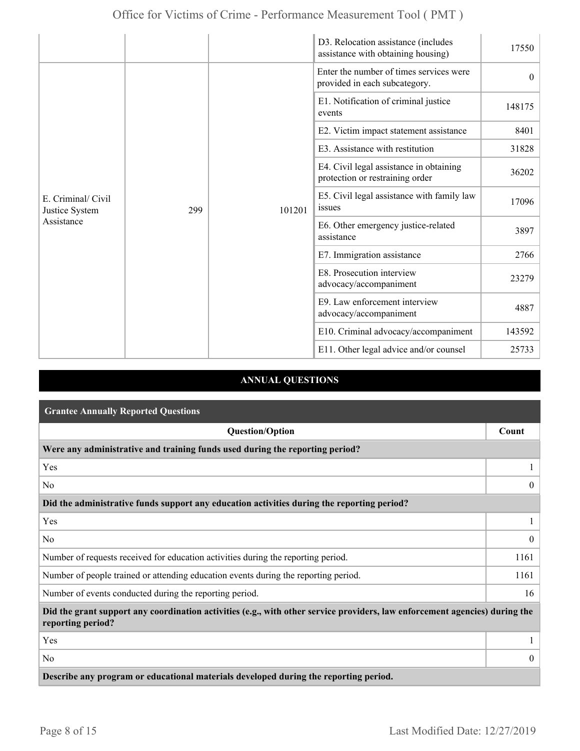| | | | | |
|---|---|---|---|---|
| | | | D3. Relocation assistance (includes assistance with obtaining housing) | 17550 |
| E. Criminal/ Civil Justice System Assistance | 299 | 101201 | Enter the number of times services were provided in each subcategory. | 0 |
| | | | E1. Notification of criminal justice events | 148175 |
| | | | E2. Victim impact statement assistance | 8401 |
| | | | E3. Assistance with restitution | 31828 |
| | | | E4. Civil legal assistance in obtaining protection or restraining order | 36202 |
| | | | E5. Civil legal assistance with family law issues | 17096 |
| | | | E6. Other emergency justice-related assistance | 3897 |
| | | | E7. Immigration assistance | 2766 |
| | | | E8. Prosecution interview advocacy/accompaniment | 23279 |
| | | | E9. Law enforcement interview advocacy/accompaniment | 4887 |
| | | | E10. Criminal advocacy/accompaniment | 143592 |
| | | | E11. Other legal advice and/or counsel | 25733 |

## ANNUAL QUESTIONS

### Grantee Annually Reported Questions

| Question/Option | Count |
|---|---|
| **Were any administrative and training funds used during the reporting period?** | |
| Yes | 1 |
| No | 0 |
| **Did the administrative funds support any education activities during the reporting period?** | |
| Yes | 1 |
| No | 0 |
| Number of requests received for education activities during the reporting period. | 1161 |
| Number of people trained or attending education events during the reporting period. | 1161 |
| Number of events conducted during the reporting period. | 16 |
| **Did the grant support any coordination activities (e.g., with other service providers, law enforcement agencies) during the reporting period?** | |
| Yes | 1 |
| No | 0 |
| **Describe any program or educational materials developed during the reporting period.** | |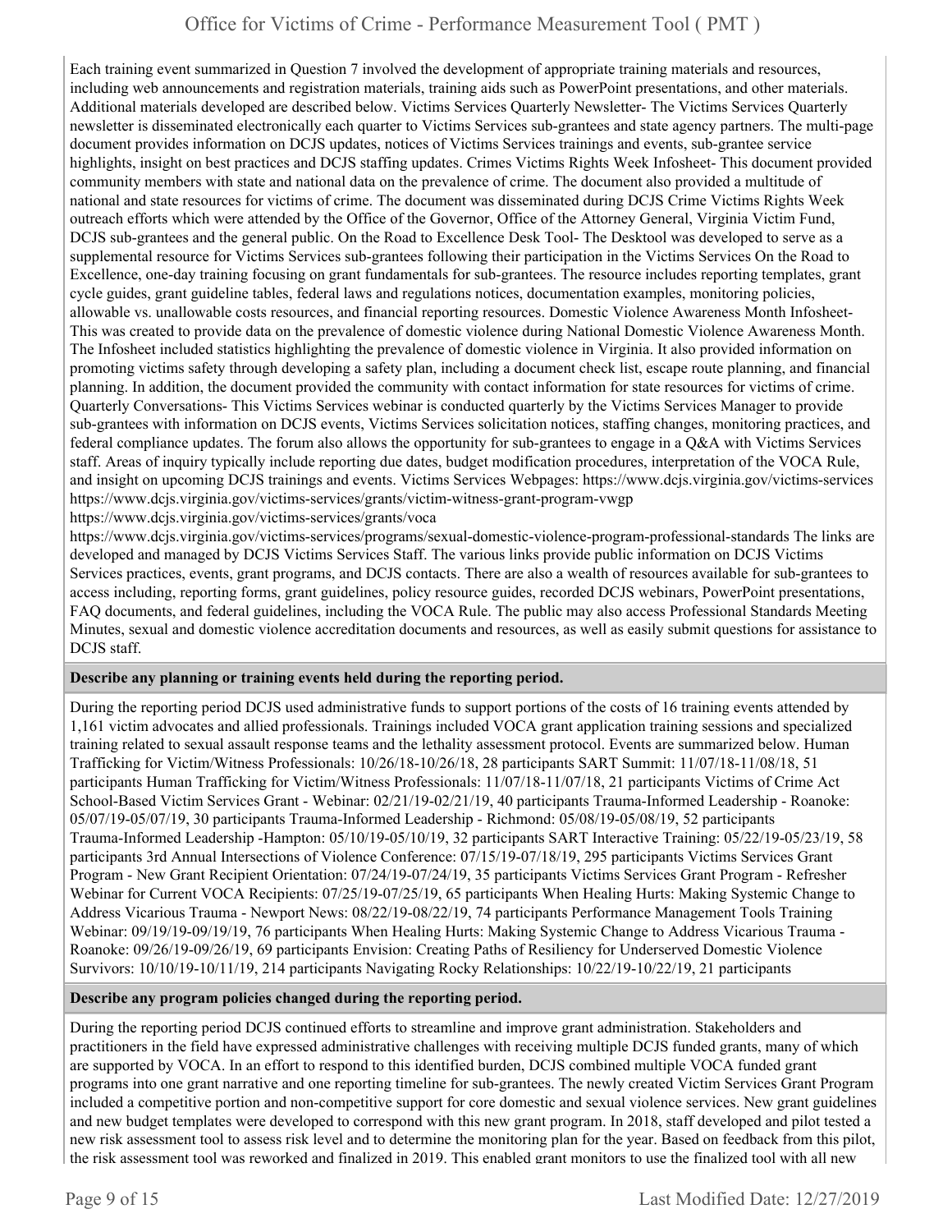Each training event summarized in Question 7 involved the development of appropriate training materials and resources, including web announcements and registration materials, training aids such as PowerPoint presentations, and other materials. Additional materials developed are described below. Victims Services Quarterly Newsletter- The Victims Services Quarterly newsletter is disseminated electronically each quarter to Victims Services sub-grantees and state agency partners. The multi-page document provides information on DCJS updates, notices of Victims Services trainings and events, sub-grantee service highlights, insight on best practices and DCJS staffing updates. Crimes Victims Rights Week Infosheet- This document provided community members with state and national data on the prevalence of crime. The document also provided a multitude of national and state resources for victims of crime. The document was disseminated during DCJS Crime Victims Rights Week outreach efforts which were attended by the Office of the Governor, Office of the Attorney General, Virginia Victim Fund, DCJS sub-grantees and the general public. On the Road to Excellence Desk Tool- The Desktool was developed to serve as a supplemental resource for Victims Services sub-grantees following their participation in the Victims Services On the Road to Excellence, one-day training focusing on grant fundamentals for sub-grantees. The resource includes reporting templates, grant cycle guides, grant guideline tables, federal laws and regulations notices, documentation examples, monitoring policies, allowable vs. unallowable costs resources, and financial reporting resources. Domestic Violence Awareness Month Infosheet- This was created to provide data on the prevalence of domestic violence during National Domestic Violence Awareness Month. The Infosheet included statistics highlighting the prevalence of domestic violence in Virginia. It also provided information on promoting victims safety through developing a safety plan, including a document check list, escape route planning, and financial planning. In addition, the document provided the community with contact information for state resources for victims of crime. Quarterly Conversations- This Victims Services webinar is conducted quarterly by the Victims Services Manager to provide sub-grantees with information on DCJS events, Victims Services solicitation notices, staffing changes, monitoring practices, and federal compliance updates. The forum also allows the opportunity for sub-grantees to engage in a Q&A with Victims Services staff. Areas of inquiry typically include reporting due dates, budget modification procedures, interpretation of the VOCA Rule, and insight on upcoming DCJS trainings and events. Victims Services Webpages: https://www.dcjs.virginia.gov/victims-services https://www.dcjs.virginia.gov/victims-services/grants/victim-witness-grant-program-vwgp https://www.dcjs.virginia.gov/victims-services/grants/voca https://www.dcjs.virginia.gov/victims-services/programs/sexual-domestic-violence-program-professional-standards The links are developed and managed by DCJS Victims Services Staff. The various links provide public information on DCJS Victims Services practices, events, grant programs, and DCJS contacts. There are also a wealth of resources available for sub-grantees to access including, reporting forms, grant guidelines, policy resource guides, recorded DCJS webinars, PowerPoint presentations, FAQ documents, and federal guidelines, including the VOCA Rule. The public may also access Professional Standards Meeting Minutes, sexual and domestic violence accreditation documents and resources, as well as easily submit questions for assistance to DCJS staff.

**Describe any planning or training events held during the reporting period.**

During the reporting period DCJS used administrative funds to support portions of the costs of 16 training events attended by 1,161 victim advocates and allied professionals. Trainings included VOCA grant application training sessions and specialized training related to sexual assault response teams and the lethality assessment protocol. Events are summarized below. Human Trafficking for Victim/Witness Professionals: 10/26/18-10/26/18, 28 participants SART Summit: 11/07/18-11/08/18, 51 participants Human Trafficking for Victim/Witness Professionals: 11/07/18-11/07/18, 21 participants Victims of Crime Act School-Based Victim Services Grant - Webinar: 02/21/19-02/21/19, 40 participants Trauma-Informed Leadership - Roanoke: 05/07/19-05/07/19, 30 participants Trauma-Informed Leadership - Richmond: 05/08/19-05/08/19, 52 participants Trauma-Informed Leadership -Hampton: 05/10/19-05/10/19, 32 participants SART Interactive Training: 05/22/19-05/23/19, 58 participants 3rd Annual Intersections of Violence Conference: 07/15/19-07/18/19, 295 participants Victims Services Grant Program - New Grant Recipient Orientation: 07/24/19-07/24/19, 35 participants Victims Services Grant Program - Refresher Webinar for Current VOCA Recipients: 07/25/19-07/25/19, 65 participants When Healing Hurts: Making Systemic Change to Address Vicarious Trauma - Newport News: 08/22/19-08/22/19, 74 participants Performance Management Tools Training Webinar: 09/19/19-09/19/19, 76 participants When Healing Hurts: Making Systemic Change to Address Vicarious Trauma - Roanoke: 09/26/19-09/26/19, 69 participants Envision: Creating Paths of Resiliency for Underserved Domestic Violence Survivors: 10/10/19-10/11/19, 214 participants Navigating Rocky Relationships: 10/22/19-10/22/19, 21 participants

**Describe any program policies changed during the reporting period.**

During the reporting period DCJS continued efforts to streamline and improve grant administration. Stakeholders and practitioners in the field have expressed administrative challenges with receiving multiple DCJS funded grants, many of which are supported by VOCA. In an effort to respond to this identified burden, DCJS combined multiple VOCA funded grant programs into one grant narrative and one reporting timeline for sub-grantees. The newly created Victim Services Grant Program included a competitive portion and non-competitive support for core domestic and sexual violence services. New grant guidelines and new budget templates were developed to correspond with this new grant program. In 2018, staff developed and pilot tested a new risk assessment tool to assess risk level and to determine the monitoring plan for the year. Based on feedback from this pilot, the risk assessment tool was reworked and finalized in 2019. This enabled grant monitors to use the finalized tool with all new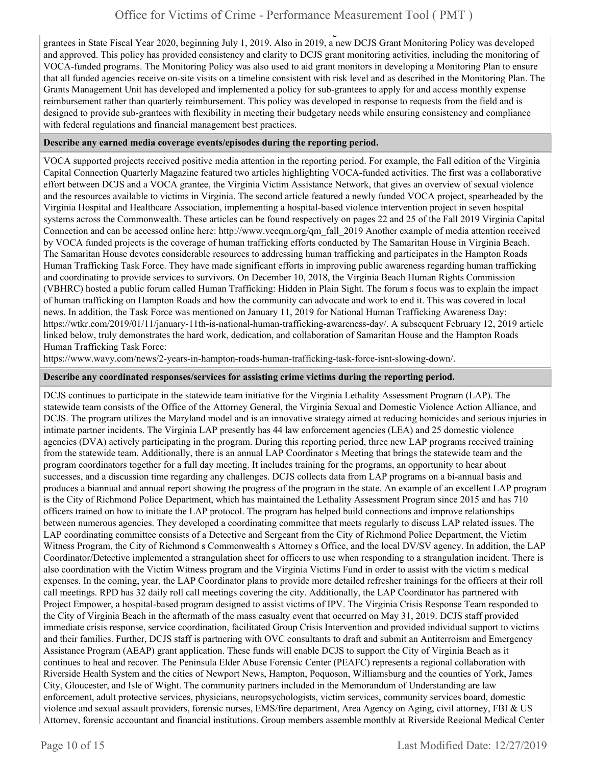grantees in State Fiscal Year 2020, beginning July 1, 2019. Also in 2019, a new DCJS Grant Monitoring Policy was developed and approved. This policy has provided consistency and clarity to DCJS grant monitoring activities, including the monitoring of VOCA-funded programs. The Monitoring Policy was also used to aid grant monitors in developing a Monitoring Plan to ensure that all funded agencies receive on-site visits on a timeline consistent with risk level and as described in the Monitoring Plan. The Grants Management Unit has developed and implemented a policy for sub-grantees to apply for and access monthly expense reimbursement rather than quarterly reimbursement. This policy was developed in response to requests from the field and is designed to provide sub-grantees with flexibility in meeting their budgetary needs while ensuring consistency and compliance with federal regulations and financial management best practices.

**Describe any earned media coverage events/episodes during the reporting period.**

VOCA supported projects received positive media attention in the reporting period. For example, the Fall edition of the Virginia Capital Connection Quarterly Magazine featured two articles highlighting VOCA-funded activities. The first was a collaborative effort between DCJS and a VOCA grantee, the Virginia Victim Assistance Network, that gives an overview of sexual violence and the resources available to victims in Virginia. The second article featured a newly funded VOCA project, spearheaded by the Virginia Hospital and Healthcare Association, implementing a hospital-based violence intervention project in seven hospital systems across the Commonwealth. These articles can be found respectively on pages 22 and 25 of the Fall 2019 Virginia Capital Connection and can be accessed online here: http://www.vccqm.org/qm_fall_2019 Another example of media attention received by VOCA funded projects is the coverage of human trafficking efforts conducted by The Samaritan House in Virginia Beach. The Samaritan House devotes considerable resources to addressing human trafficking and participates in the Hampton Roads Human Trafficking Task Force. They have made significant efforts in improving public awareness regarding human trafficking and coordinating to provide services to survivors. On December 10, 2018, the Virginia Beach Human Rights Commission (VBHRC) hosted a public forum called Human Trafficking: Hidden in Plain Sight. The forum s focus was to explain the impact of human trafficking on Hampton Roads and how the community can advocate and work to end it. This was covered in local news. In addition, the Task Force was mentioned on January 11, 2019 for National Human Trafficking Awareness Day: https://wtkr.com/2019/01/11/january-11th-is-national-human-trafficking-awareness-day/. A subsequent February 12, 2019 article linked below, truly demonstrates the hard work, dedication, and collaboration of Samaritan House and the Hampton Roads Human Trafficking Task Force:
https://www.wavy.com/news/2-years-in-hampton-roads-human-trafficking-task-force-isnt-slowing-down/.

**Describe any coordinated responses/services for assisting crime victims during the reporting period.**

DCJS continues to participate in the statewide team initiative for the Virginia Lethality Assessment Program (LAP). The statewide team consists of the Office of the Attorney General, the Virginia Sexual and Domestic Violence Action Alliance, and DCJS. The program utilizes the Maryland model and is an innovative strategy aimed at reducing homicides and serious injuries in intimate partner incidents. The Virginia LAP presently has 44 law enforcement agencies (LEA) and 25 domestic violence agencies (DVA) actively participating in the program. During this reporting period, three new LAP programs received training from the statewide team. Additionally, there is an annual LAP Coordinator s Meeting that brings the statewide team and the program coordinators together for a full day meeting. It includes training for the programs, an opportunity to hear about successes, and a discussion time regarding any challenges. DCJS collects data from LAP programs on a bi-annual basis and produces a biannual and annual report showing the progress of the program in the state. An example of an excellent LAP program is the City of Richmond Police Department, which has maintained the Lethality Assessment Program since 2015 and has 710 officers trained on how to initiate the LAP protocol. The program has helped build connections and improve relationships between numerous agencies. They developed a coordinating committee that meets regularly to discuss LAP related issues. The LAP coordinating committee consists of a Detective and Sergeant from the City of Richmond Police Department, the Victim Witness Program, the City of Richmond s Commonwealth s Attorney s Office, and the local DV/SV agency. In addition, the LAP Coordinator/Detective implemented a strangulation sheet for officers to use when responding to a strangulation incident. There is also coordination with the Victim Witness program and the Virginia Victims Fund in order to assist with the victim s medical expenses. In the coming, year, the LAP Coordinator plans to provide more detailed refresher trainings for the officers at their roll call meetings. RPD has 32 daily roll call meetings covering the city. Additionally, the LAP Coordinator has partnered with Project Empower, a hospital-based program designed to assist victims of IPV. The Virginia Crisis Response Team responded to the City of Virginia Beach in the aftermath of the mass casualty event that occurred on May 31, 2019. DCJS staff provided immediate crisis response, service coordination, facilitated Group Crisis Intervention and provided individual support to victims and their families. Further, DCJS staff is partnering with OVC consultants to draft and submit an Antiterroism and Emergency Assistance Program (AEAP) grant application. These funds will enable DCJS to support the City of Virginia Beach as it continues to heal and recover. The Peninsula Elder Abuse Forensic Center (PEAFC) represents a regional collaboration with Riverside Health System and the cities of Newport News, Hampton, Poquoson, Williamsburg and the counties of York, James City, Gloucester, and Isle of Wight. The community partners included in the Memorandum of Understanding are law enforcement, adult protective services, physicians, neuropsychologists, victim services, community services board, domestic violence and sexual assault providers, forensic nurses, EMS/fire department, Area Agency on Aging, civil attorney, FBI & US Attorney, forensic accountant and financial institutions. Group members assemble monthly at Riverside Regional Medical Center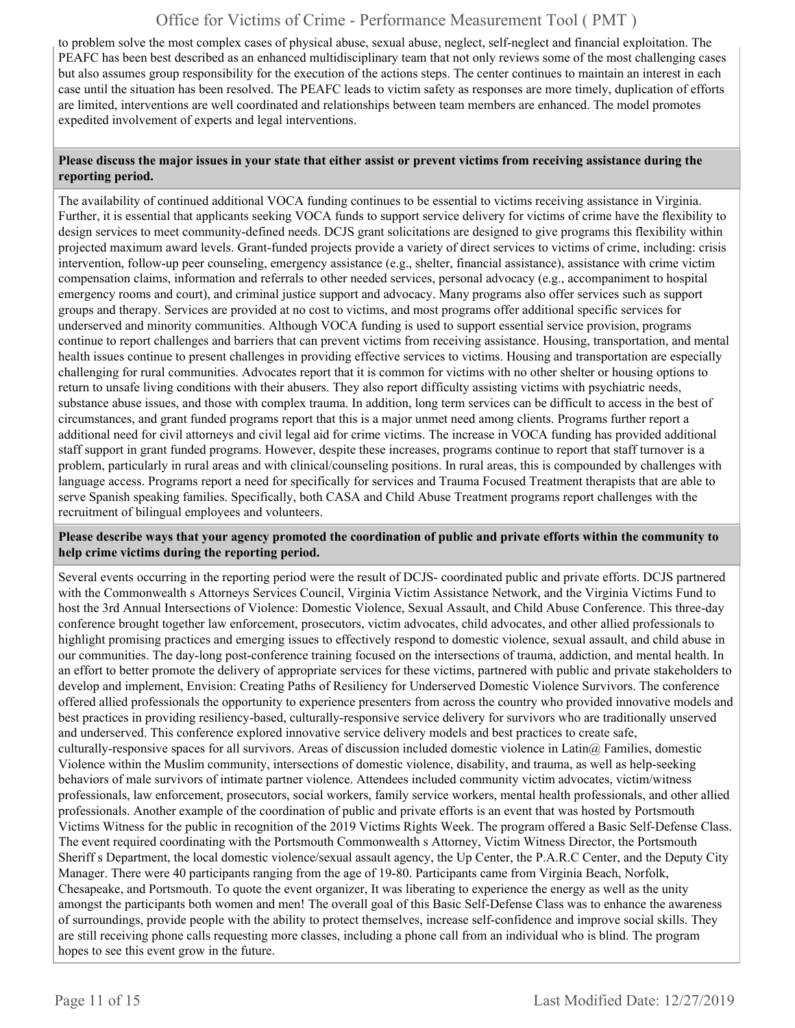to problem solve the most complex cases of physical abuse, sexual abuse, neglect, self-neglect and financial exploitation. The PEAFC has been best described as an enhanced multidisciplinary team that not only reviews some of the most challenging cases but also assumes group responsibility for the execution of the actions steps. The center continues to maintain an interest in each case until the situation has been resolved. The PEAFC leads to victim safety as responses are more timely, duplication of efforts are limited, interventions are well coordinated and relationships between team members are enhanced. The model promotes expedited involvement of experts and legal interventions.

**Please discuss the major issues in your state that either assist or prevent victims from receiving assistance during the reporting period.**

The availability of continued additional VOCA funding continues to be essential to victims receiving assistance in Virginia. Further, it is essential that applicants seeking VOCA funds to support service delivery for victims of crime have the flexibility to design services to meet community-defined needs. DCJS grant solicitations are designed to give programs this flexibility within projected maximum award levels. Grant-funded projects provide a variety of direct services to victims of crime, including: crisis intervention, follow-up peer counseling, emergency assistance (e.g., shelter, financial assistance), assistance with crime victim compensation claims, information and referrals to other needed services, personal advocacy (e.g., accompaniment to hospital emergency rooms and court), and criminal justice support and advocacy. Many programs also offer services such as support groups and therapy. Services are provided at no cost to victims, and most programs offer additional specific services for underserved and minority communities. Although VOCA funding is used to support essential service provision, programs continue to report challenges and barriers that can prevent victims from receiving assistance. Housing, transportation, and mental health issues continue to present challenges in providing effective services to victims. Housing and transportation are especially challenging for rural communities. Advocates report that it is common for victims with no other shelter or housing options to return to unsafe living conditions with their abusers. They also report difficulty assisting victims with psychiatric needs, substance abuse issues, and those with complex trauma. In addition, long term services can be difficult to access in the best of circumstances, and grant funded programs report that this is a major unmet need among clients. Programs further report a additional need for civil attorneys and civil legal aid for crime victims. The increase in VOCA funding has provided additional staff support in grant funded programs. However, despite these increases, programs continue to report that staff turnover is a problem, particularly in rural areas and with clinical/counseling positions. In rural areas, this is compounded by challenges with language access. Programs report a need for specifically for services and Trauma Focused Treatment therapists that are able to serve Spanish speaking families. Specifically, both CASA and Child Abuse Treatment programs report challenges with the recruitment of bilingual employees and volunteers.

**Please describe ways that your agency promoted the coordination of public and private efforts within the community to help crime victims during the reporting period.**

Several events occurring in the reporting period were the result of DCJS- coordinated public and private efforts. DCJS partnered with the Commonwealth s Attorneys Services Council, Virginia Victim Assistance Network, and the Virginia Victims Fund to host the 3rd Annual Intersections of Violence: Domestic Violence, Sexual Assault, and Child Abuse Conference. This three-day conference brought together law enforcement, prosecutors, victim advocates, child advocates, and other allied professionals to highlight promising practices and emerging issues to effectively respond to domestic violence, sexual assault, and child abuse in our communities. The day-long post-conference training focused on the intersections of trauma, addiction, and mental health. In an effort to better promote the delivery of appropriate services for these victims, partnered with public and private stakeholders to develop and implement, Envision: Creating Paths of Resiliency for Underserved Domestic Violence Survivors. The conference offered allied professionals the opportunity to experience presenters from across the country who provided innovative models and best practices in providing resiliency-based, culturally-responsive service delivery for survivors who are traditionally unserved and underserved. This conference explored innovative service delivery models and best practices to create safe, culturally-responsive spaces for all survivors. Areas of discussion included domestic violence in Latin@ Families, domestic Violence within the Muslim community, intersections of domestic violence, disability, and trauma, as well as help-seeking behaviors of male survivors of intimate partner violence. Attendees included community victim advocates, victim/witness professionals, law enforcement, prosecutors, social workers, family service workers, mental health professionals, and other allied professionals. Another example of the coordination of public and private efforts is an event that was hosted by Portsmouth Victims Witness for the public in recognition of the 2019 Victims Rights Week. The program offered a Basic Self-Defense Class. The event required coordinating with the Portsmouth Commonwealth s Attorney, Victim Witness Director, the Portsmouth Sheriff s Department, the local domestic violence/sexual assault agency, the Up Center, the P.A.R.C Center, and the Deputy City Manager. There were 40 participants ranging from the age of 19-80. Participants came from Virginia Beach, Norfolk, Chesapeake, and Portsmouth. To quote the event organizer, It was liberating to experience the energy as well as the unity amongst the participants both women and men! The overall goal of this Basic Self-Defense Class was to enhance the awareness of surroundings, provide people with the ability to protect themselves, increase self-confidence and improve social skills. They are still receiving phone calls requesting more classes, including a phone call from an individual who is blind. The program hopes to see this event grow in the future.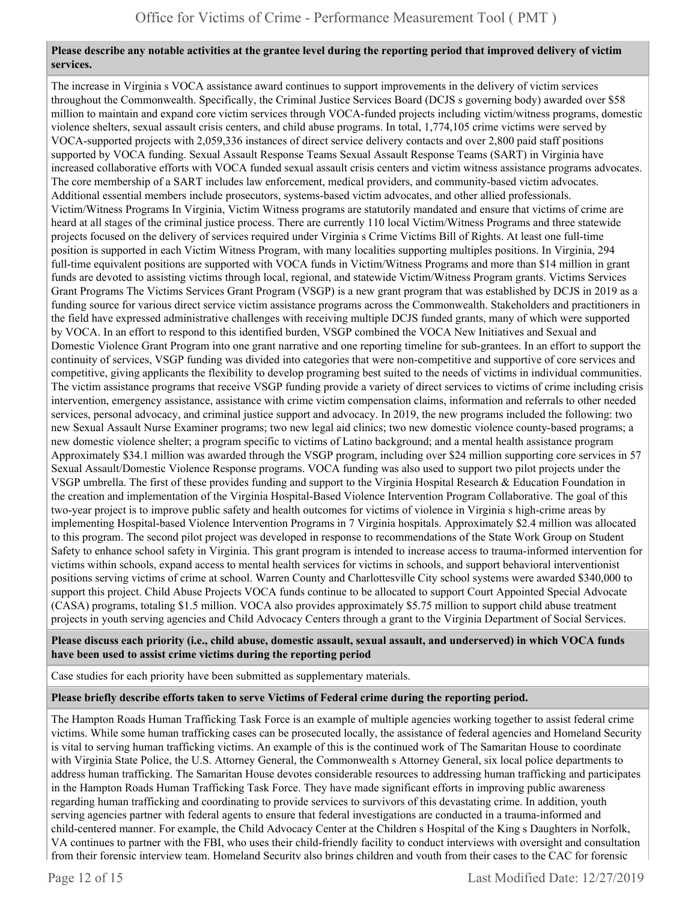**Please describe any notable activities at the grantee level during the reporting period that improved delivery of victim services.**

The increase in Virginia s VOCA assistance award continues to support improvements in the delivery of victim services throughout the Commonwealth. Specifically, the Criminal Justice Services Board (DCJS s governing body) awarded over $58 million to maintain and expand core victim services through VOCA-funded projects including victim/witness programs, domestic violence shelters, sexual assault crisis centers, and child abuse programs. In total, 1,774,105 crime victims were served by VOCA-supported projects with 2,059,336 instances of direct service delivery contacts and over 2,800 paid staff positions supported by VOCA funding. Sexual Assault Response Teams Sexual Assault Response Teams (SART) in Virginia have increased collaborative efforts with VOCA funded sexual assault crisis centers and victim witness assistance programs advocates. The core membership of a SART includes law enforcement, medical providers, and community-based victim advocates. Additional essential members include prosecutors, systems-based victim advocates, and other allied professionals. Victim/Witness Programs In Virginia, Victim Witness programs are statutorily mandated and ensure that victims of crime are heard at all stages of the criminal justice process. There are currently 110 local Victim/Witness Programs and three statewide projects focused on the delivery of services required under Virginia s Crime Victims Bill of Rights. At least one full-time position is supported in each Victim Witness Program, with many localities supporting multiples positions. In Virginia, 294 full-time equivalent positions are supported with VOCA funds in Victim/Witness Programs and more than $14 million in grant funds are devoted to assisting victims through local, regional, and statewide Victim/Witness Program grants. Victims Services Grant Programs The Victims Services Grant Program (VSGP) is a new grant program that was established by DCJS in 2019 as a funding source for various direct service victim assistance programs across the Commonwealth. Stakeholders and practitioners in the field have expressed administrative challenges with receiving multiple DCJS funded grants, many of which were supported by VOCA. In an effort to respond to this identified burden, VSGP combined the VOCA New Initiatives and Sexual and Domestic Violence Grant Program into one grant narrative and one reporting timeline for sub-grantees. In an effort to support the continuity of services, VSGP funding was divided into categories that were non-competitive and supportive of core services and competitive, giving applicants the flexibility to develop programing best suited to the needs of victims in individual communities. The victim assistance programs that receive VSGP funding provide a variety of direct services to victims of crime including crisis intervention, emergency assistance, assistance with crime victim compensation claims, information and referrals to other needed services, personal advocacy, and criminal justice support and advocacy. In 2019, the new programs included the following: two new Sexual Assault Nurse Examiner programs; two new legal aid clinics; two new domestic violence county-based programs; a new domestic violence shelter; a program specific to victims of Latino background; and a mental health assistance program Approximately $34.1 million was awarded through the VSGP program, including over $24 million supporting core services in 57 Sexual Assault/Domestic Violence Response programs. VOCA funding was also used to support two pilot projects under the VSGP umbrella. The first of these provides funding and support to the Virginia Hospital Research & Education Foundation in the creation and implementation of the Virginia Hospital-Based Violence Intervention Program Collaborative. The goal of this two-year project is to improve public safety and health outcomes for victims of violence in Virginia s high-crime areas by implementing Hospital-based Violence Intervention Programs in 7 Virginia hospitals. Approximately $2.4 million was allocated to this program. The second pilot project was developed in response to recommendations of the State Work Group on Student Safety to enhance school safety in Virginia. This grant program is intended to increase access to trauma-informed intervention for victims within schools, expand access to mental health services for victims in schools, and support behavioral interventionist positions serving victims of crime at school. Warren County and Charlottesville City school systems were awarded $340,000 to support this project. Child Abuse Projects VOCA funds continue to be allocated to support Court Appointed Special Advocate (CASA) programs, totaling $1.5 million. VOCA also provides approximately $5.75 million to support child abuse treatment projects in youth serving agencies and Child Advocacy Centers through a grant to the Virginia Department of Social Services.

**Please discuss each priority (i.e., child abuse, domestic assault, sexual assault, and underserved) in which VOCA funds have been used to assist crime victims during the reporting period**

Case studies for each priority have been submitted as supplementary materials.

**Please briefly describe efforts taken to serve Victims of Federal crime during the reporting period.**

The Hampton Roads Human Trafficking Task Force is an example of multiple agencies working together to assist federal crime victims. While some human trafficking cases can be prosecuted locally, the assistance of federal agencies and Homeland Security is vital to serving human trafficking victims. An example of this is the continued work of The Samaritan House to coordinate with Virginia State Police, the U.S. Attorney General, the Commonwealth s Attorney General, six local police departments to address human trafficking. The Samaritan House devotes considerable resources to addressing human trafficking and participates in the Hampton Roads Human Trafficking Task Force. They have made significant efforts in improving public awareness regarding human trafficking and coordinating to provide services to survivors of this devastating crime. In addition, youth serving agencies partner with federal agents to ensure that federal investigations are conducted in a trauma-informed and child-centered manner. For example, the Child Advocacy Center at the Children s Hospital of the King s Daughters in Norfolk, VA continues to partner with the FBI, who uses their child-friendly facility to conduct interviews with oversight and consultation from their forensic interview team. Homeland Security also brings children and youth from their cases to the CAC for forensic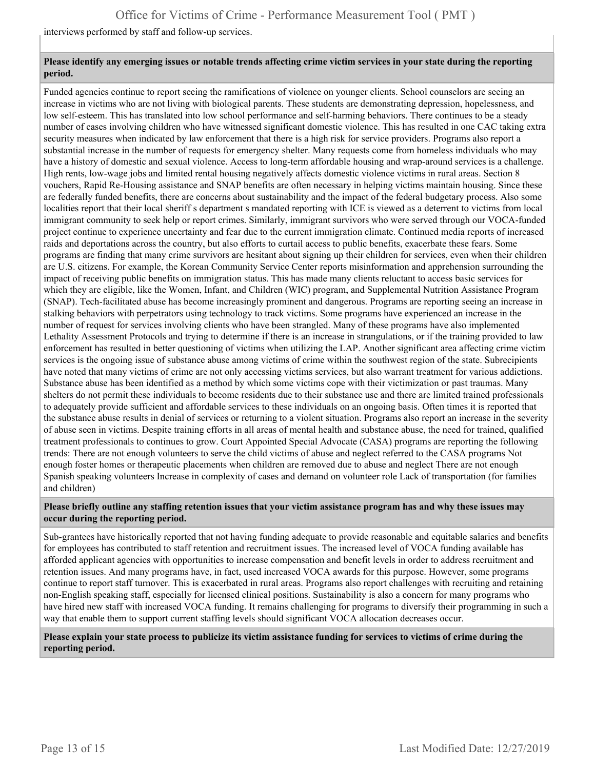interviews performed by staff and follow-up services.

**Please identify any emerging issues or notable trends affecting crime victim services in your state during the reporting period.**

Funded agencies continue to report seeing the ramifications of violence on younger clients. School counselors are seeing an increase in victims who are not living with biological parents. These students are demonstrating depression, hopelessness, and low self-esteem. This has translated into low school performance and self-harming behaviors. There continues to be a steady number of cases involving children who have witnessed significant domestic violence. This has resulted in one CAC taking extra security measures when indicated by law enforcement that there is a high risk for service providers. Programs also report a substantial increase in the number of requests for emergency shelter. Many requests come from homeless individuals who may have a history of domestic and sexual violence. Access to long-term affordable housing and wrap-around services is a challenge. High rents, low-wage jobs and limited rental housing negatively affects domestic violence victims in rural areas. Section 8 vouchers, Rapid Re-Housing assistance and SNAP benefits are often necessary in helping victims maintain housing. Since these are federally funded benefits, there are concerns about sustainability and the impact of the federal budgetary process. Also some localities report that their local sheriff s department s mandated reporting with ICE is viewed as a deterrent to victims from local immigrant community to seek help or report crimes. Similarly, immigrant survivors who were served through our VOCA-funded project continue to experience uncertainty and fear due to the current immigration climate. Continued media reports of increased raids and deportations across the country, but also efforts to curtail access to public benefits, exacerbate these fears. Some programs are finding that many crime survivors are hesitant about signing up their children for services, even when their children are U.S. citizens. For example, the Korean Community Service Center reports misinformation and apprehension surrounding the impact of receiving public benefits on immigration status. This has made many clients reluctant to access basic services for which they are eligible, like the Women, Infant, and Children (WIC) program, and Supplemental Nutrition Assistance Program (SNAP). Tech-facilitated abuse has become increasingly prominent and dangerous. Programs are reporting seeing an increase in stalking behaviors with perpetrators using technology to track victims. Some programs have experienced an increase in the number of request for services involving clients who have been strangled. Many of these programs have also implemented Lethality Assessment Protocols and trying to determine if there is an increase in strangulations, or if the training provided to law enforcement has resulted in better questioning of victims when utilizing the LAP. Another significant area affecting crime victim services is the ongoing issue of substance abuse among victims of crime within the southwest region of the state. Subrecipients have noted that many victims of crime are not only accessing victims services, but also warrant treatment for various addictions. Substance abuse has been identified as a method by which some victims cope with their victimization or past traumas. Many shelters do not permit these individuals to become residents due to their substance use and there are limited trained professionals to adequately provide sufficient and affordable services to these individuals on an ongoing basis. Often times it is reported that the substance abuse results in denial of services or returning to a violent situation. Programs also report an increase in the severity of abuse seen in victims. Despite training efforts in all areas of mental health and substance abuse, the need for trained, qualified treatment professionals to continues to grow. Court Appointed Special Advocate (CASA) programs are reporting the following trends: There are not enough volunteers to serve the child victims of abuse and neglect referred to the CASA programs Not enough foster homes or therapeutic placements when children are removed due to abuse and neglect There are not enough Spanish speaking volunteers Increase in complexity of cases and demand on volunteer role Lack of transportation (for families and children)

**Please briefly outline any staffing retention issues that your victim assistance program has and why these issues may occur during the reporting period.**

Sub-grantees have historically reported that not having funding adequate to provide reasonable and equitable salaries and benefits for employees has contributed to staff retention and recruitment issues. The increased level of VOCA funding available has afforded applicant agencies with opportunities to increase compensation and benefit levels in order to address recruitment and retention issues. And many programs have, in fact, used increased VOCA awards for this purpose. However, some programs continue to report staff turnover. This is exacerbated in rural areas. Programs also report challenges with recruiting and retaining non-English speaking staff, especially for licensed clinical positions. Sustainability is also a concern for many programs who have hired new staff with increased VOCA funding. It remains challenging for programs to diversify their programming in such a way that enable them to support current staffing levels should significant VOCA allocation decreases occur.

**Please explain your state process to publicize its victim assistance funding for services to victims of crime during the reporting period.**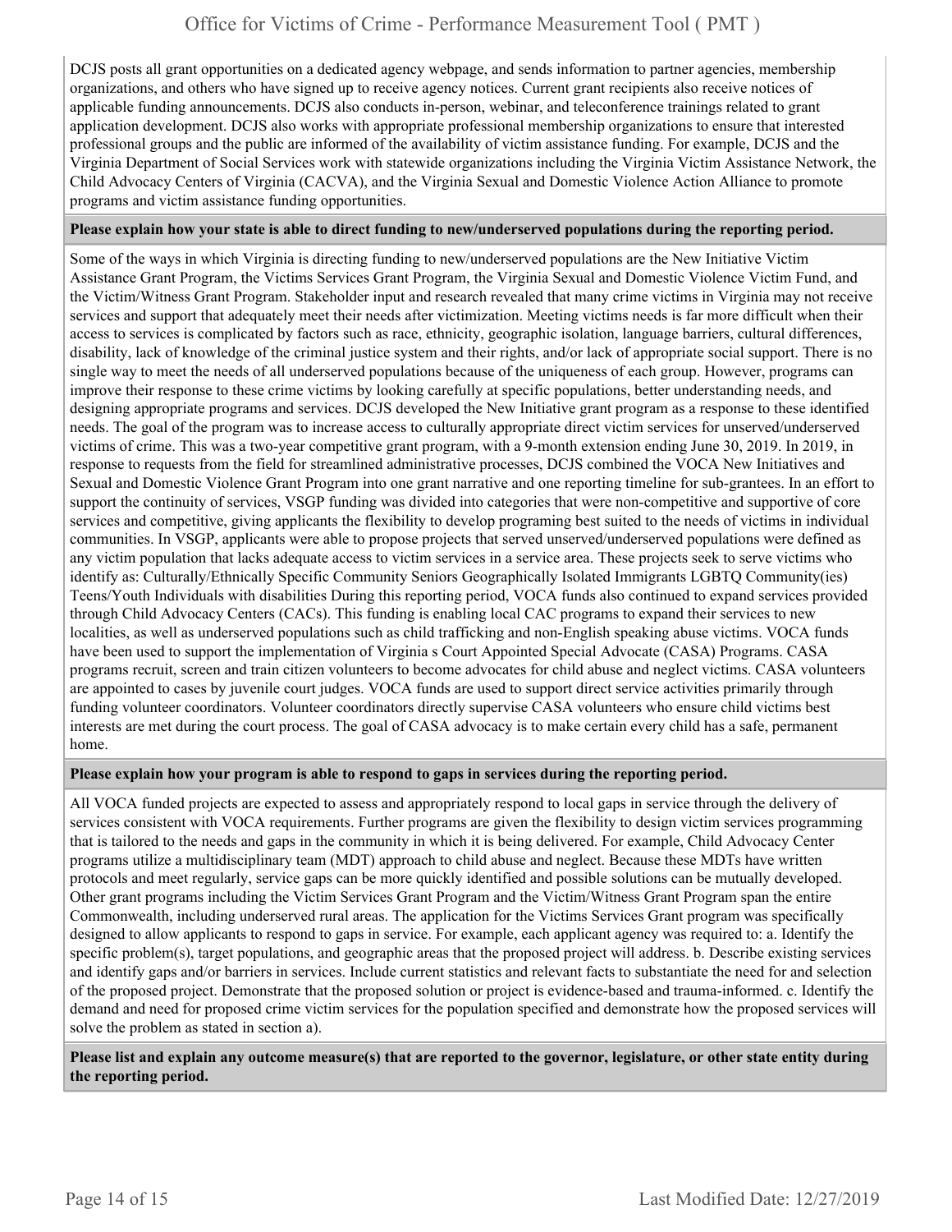DCJS posts all grant opportunities on a dedicated agency webpage, and sends information to partner agencies, membership organizations, and others who have signed up to receive agency notices. Current grant recipients also receive notices of applicable funding announcements. DCJS also conducts in-person, webinar, and teleconference trainings related to grant application development. DCJS also works with appropriate professional membership organizations to ensure that interested professional groups and the public are informed of the availability of victim assistance funding. For example, DCJS and the Virginia Department of Social Services work with statewide organizations including the Virginia Victim Assistance Network, the Child Advocacy Centers of Virginia (CACVA), and the Virginia Sexual and Domestic Violence Action Alliance to promote programs and victim assistance funding opportunities.

**Please explain how your state is able to direct funding to new/underserved populations during the reporting period.**

Some of the ways in which Virginia is directing funding to new/underserved populations are the New Initiative Victim Assistance Grant Program, the Victims Services Grant Program, the Virginia Sexual and Domestic Violence Victim Fund, and the Victim/Witness Grant Program. Stakeholder input and research revealed that many crime victims in Virginia may not receive services and support that adequately meet their needs after victimization. Meeting victims needs is far more difficult when their access to services is complicated by factors such as race, ethnicity, geographic isolation, language barriers, cultural differences, disability, lack of knowledge of the criminal justice system and their rights, and/or lack of appropriate social support. There is no single way to meet the needs of all underserved populations because of the uniqueness of each group. However, programs can improve their response to these crime victims by looking carefully at specific populations, better understanding needs, and designing appropriate programs and services. DCJS developed the New Initiative grant program as a response to these identified needs. The goal of the program was to increase access to culturally appropriate direct victim services for unserved/underserved victims of crime. This was a two-year competitive grant program, with a 9-month extension ending June 30, 2019. In 2019, in response to requests from the field for streamlined administrative processes, DCJS combined the VOCA New Initiatives and Sexual and Domestic Violence Grant Program into one grant narrative and one reporting timeline for sub-grantees. In an effort to support the continuity of services, VSGP funding was divided into categories that were non-competitive and supportive of core services and competitive, giving applicants the flexibility to develop programing best suited to the needs of victims in individual communities. In VSGP, applicants were able to propose projects that served unserved/underserved populations were defined as any victim population that lacks adequate access to victim services in a service area. These projects seek to serve victims who identify as: Culturally/Ethnically Specific Community Seniors Geographically Isolated Immigrants LGBTQ Community(ies) Teens/Youth Individuals with disabilities During this reporting period, VOCA funds also continued to expand services provided through Child Advocacy Centers (CACs). This funding is enabling local CAC programs to expand their services to new localities, as well as underserved populations such as child trafficking and non-English speaking abuse victims. VOCA funds have been used to support the implementation of Virginia s Court Appointed Special Advocate (CASA) Programs. CASA programs recruit, screen and train citizen volunteers to become advocates for child abuse and neglect victims. CASA volunteers are appointed to cases by juvenile court judges. VOCA funds are used to support direct service activities primarily through funding volunteer coordinators. Volunteer coordinators directly supervise CASA volunteers who ensure child victims best interests are met during the court process. The goal of CASA advocacy is to make certain every child has a safe, permanent home.

**Please explain how your program is able to respond to gaps in services during the reporting period.**

All VOCA funded projects are expected to assess and appropriately respond to local gaps in service through the delivery of services consistent with VOCA requirements. Further programs are given the flexibility to design victim services programming that is tailored to the needs and gaps in the community in which it is being delivered. For example, Child Advocacy Center programs utilize a multidisciplinary team (MDT) approach to child abuse and neglect. Because these MDTs have written protocols and meet regularly, service gaps can be more quickly identified and possible solutions can be mutually developed. Other grant programs including the Victim Services Grant Program and the Victim/Witness Grant Program span the entire Commonwealth, including underserved rural areas. The application for the Victims Services Grant program was specifically designed to allow applicants to respond to gaps in service. For example, each applicant agency was required to: a. Identify the specific problem(s), target populations, and geographic areas that the proposed project will address. b. Describe existing services and identify gaps and/or barriers in services. Include current statistics and relevant facts to substantiate the need for and selection of the proposed project. Demonstrate that the proposed solution or project is evidence-based and trauma-informed. c. Identify the demand and need for proposed crime victim services for the population specified and demonstrate how the proposed services will solve the problem as stated in section a).

**Please list and explain any outcome measure(s) that are reported to the governor, legislature, or other state entity during the reporting period.**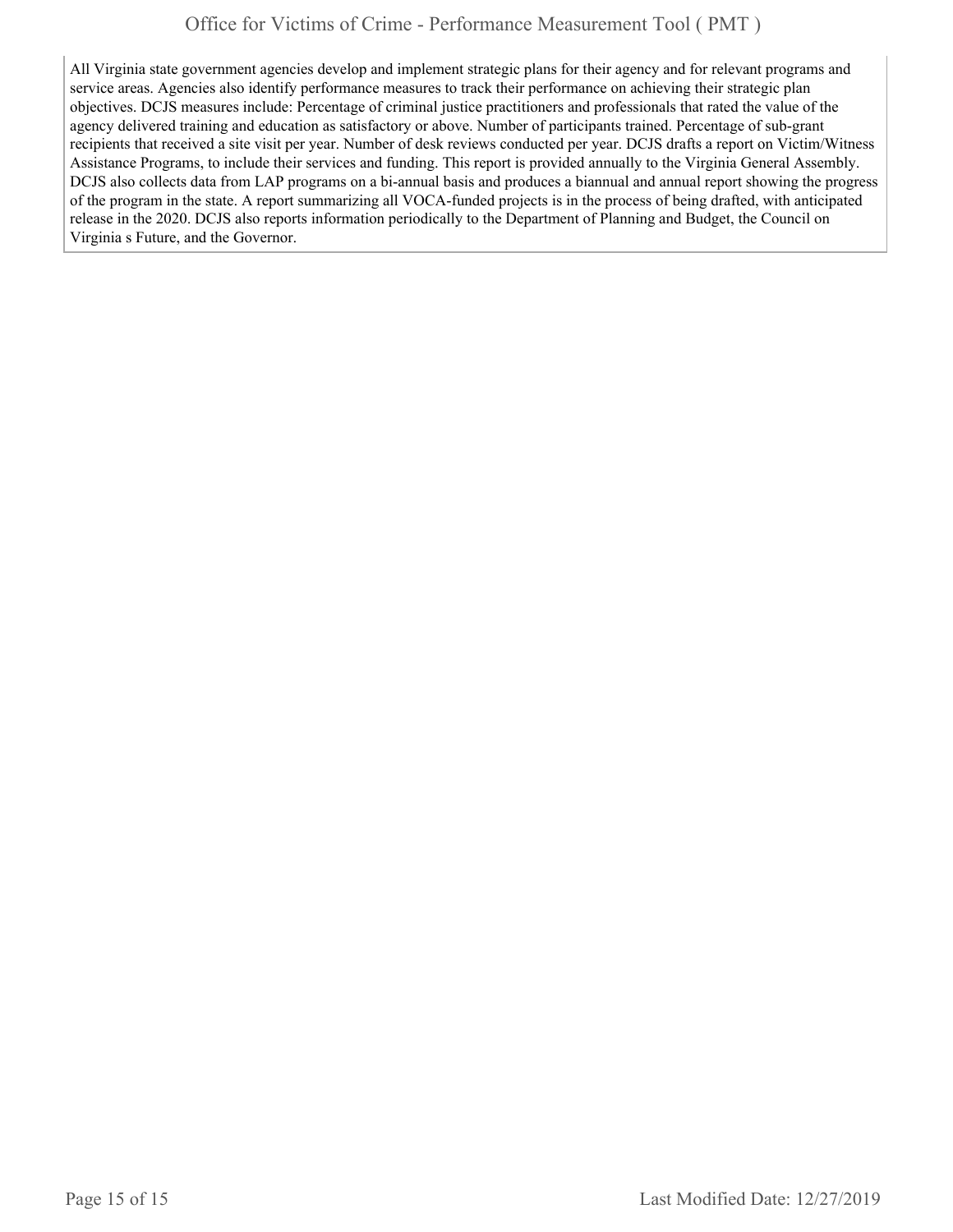All Virginia state government agencies develop and implement strategic plans for their agency and for relevant programs and service areas. Agencies also identify performance measures to track their performance on achieving their strategic plan objectives. DCJS measures include: Percentage of criminal justice practitioners and professionals that rated the value of the agency delivered training and education as satisfactory or above. Number of participants trained. Percentage of sub-grant recipients that received a site visit per year. Number of desk reviews conducted per year. DCJS drafts a report on Victim/Witness Assistance Programs, to include their services and funding. This report is provided annually to the Virginia General Assembly. DCJS also collects data from LAP programs on a bi-annual basis and produces a biannual and annual report showing the progress of the program in the state. A report summarizing all VOCA-funded projects is in the process of being drafted, with anticipated release in the 2020. DCJS also reports information periodically to the Department of Planning and Budget, the Council on Virginia s Future, and the Governor.